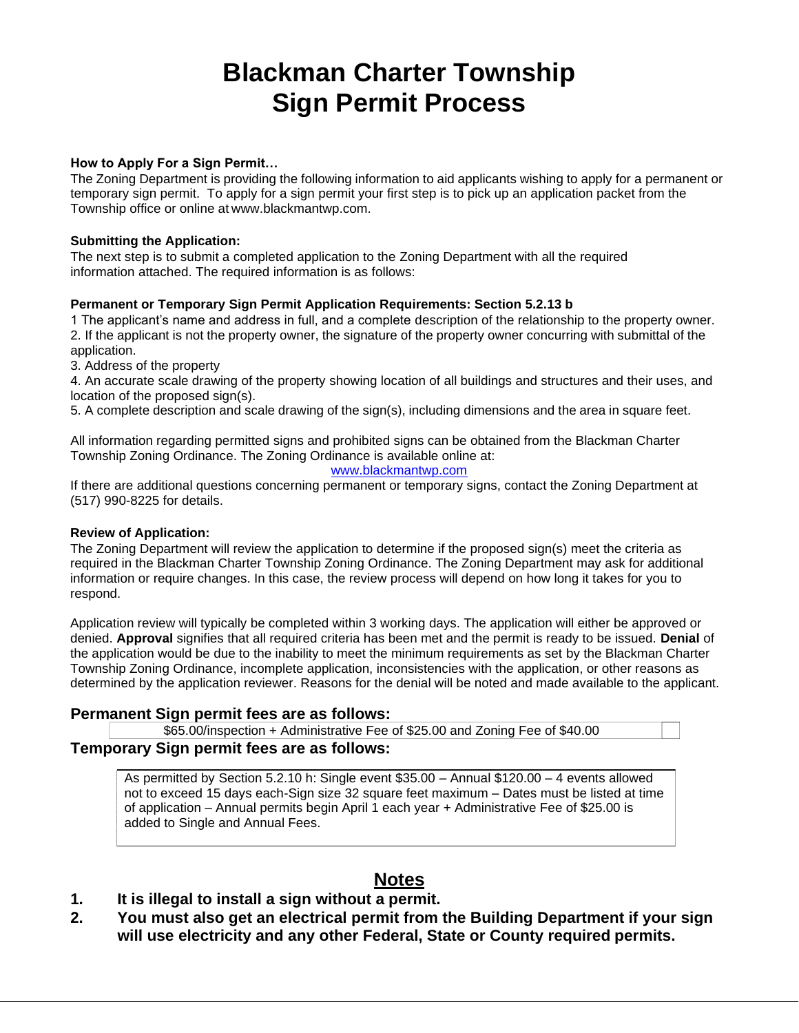# Blackman Charter Township
# Sign Permit Process

**How to Apply For a Sign Permit…**

The Zoning Department is providing the following information to aid applicants wishing to apply for a permanent or temporary sign permit. To apply for a sign permit your first step is to pick up an application packet from the Township office or online at www.blackmantwp.com.

**Submitting the Application:**

The next step is to submit a completed application to the Zoning Department with all the required information attached. The required information is as follows:

**Permanent or Temporary Sign Permit Application Requirements: Section 5.2.13 b**

1 The applicant's name and address in full, and a complete description of the relationship to the property owner.
2. If the applicant is not the property owner, the signature of the property owner concurring with submittal of the application.
3. Address of the property
4. An accurate scale drawing of the property showing location of all buildings and structures and their uses, and location of the proposed sign(s).
5. A complete description and scale drawing of the sign(s), including dimensions and the area in square feet.

All information regarding permitted signs and prohibited signs can be obtained from the Blackman Charter Township Zoning Ordinance. The Zoning Ordinance is available online at:
www.blackmantwp.com
If there are additional questions concerning permanent or temporary signs, contact the Zoning Department at (517) 990-8225 for details.

**Review of Application:**

The Zoning Department will review the application to determine if the proposed sign(s) meet the criteria as required in the Blackman Charter Township Zoning Ordinance. The Zoning Department may ask for additional information or require changes. In this case, the review process will depend on how long it takes for you to respond.

Application review will typically be completed within 3 working days. The application will either be approved or denied. **Approval** signifies that all required criteria has been met and the permit is ready to be issued. **Denial** of the application would be due to the inability to meet the minimum requirements as set by the Blackman Charter Township Zoning Ordinance, incomplete application, inconsistencies with the application, or other reasons as determined by the application reviewer. Reasons for the denial will be noted and made available to the applicant.

## Permanent Sign permit fees are as follows:

$65.00/inspection + Administrative Fee of $25.00 and Zoning Fee of $40.00

## Temporary Sign permit fees are as follows:

As permitted by Section 5.2.10 h: Single event $35.00 – Annual $120.00 – 4 events allowed not to exceed 15 days each-Sign size 32 square feet maximum – Dates must be listed at time of application – Annual permits begin April 1 each year + Administrative Fee of $25.00 is added to Single and Annual Fees.

## Notes

1. **It is illegal to install a sign without a permit.**
2. **You must also get an electrical permit from the Building Department if your sign will use electricity and any other Federal, State or County required permits.**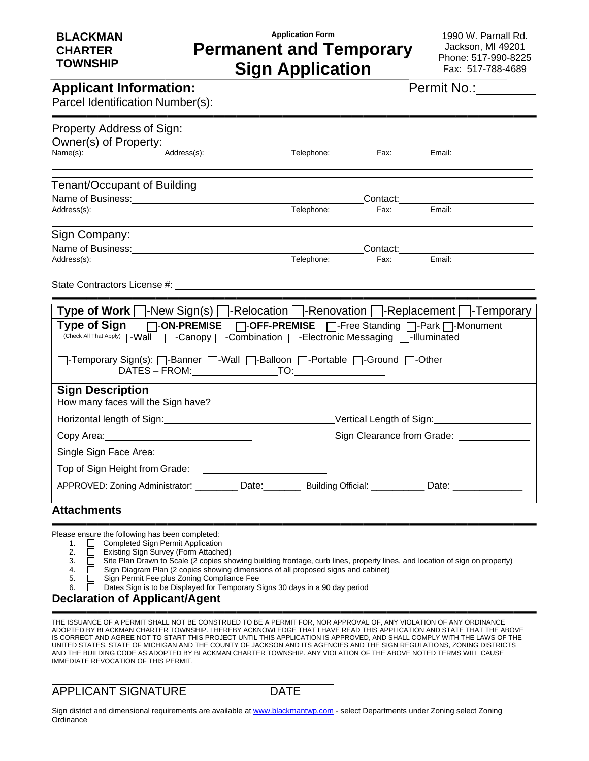**BLACKMAN CHARTER TOWNSHIP**

Application Form

# Permanent and Temporary Sign Application

1990 W. Parnall Rd.
Jackson, MI 49201
Phone: 517-990-8225
Fax: 517-788-4689

## Applicant Information:

Permit No.:\_\_\_\_\_\_\_\_\_

Parcel Identification Number(s):\_\_\_\_\_\_\_\_\_\_\_\_\_\_\_\_\_\_\_\_\_\_\_\_\_\_\_\_\_\_\_\_\_\_\_\_\_\_\_\_\_\_\_\_\_\_\_\_

Property Address of Sign:\_\_\_\_\_\_\_\_\_\_\_\_\_\_\_\_\_\_\_\_\_\_\_\_\_\_\_\_\_\_\_\_\_\_\_\_\_\_\_\_\_\_\_\_\_\_\_\_

Owner(s) of Property:

| Name(s): | Address(s): | Telephone: | Fax: | Email: |
|---|---|---|---|---|
| | | | | |

Tenant/Occupant of Building

Name of Business:\_\_\_\_\_\_\_\_\_\_\_\_\_\_\_\_\_\_\_\_\_\_\_\_\_\_\_\_\_\_\_\_ Contact:\_\_\_\_\_\_\_\_\_\_\_\_\_\_\_\_\_\_\_\_

| Address(s): | Telephone: | Fax: | Email: |
|---|---|---|---|
| | | | |

Sign Company:

Name of Business:\_\_\_\_\_\_\_\_\_\_\_\_\_\_\_\_\_\_\_\_\_\_\_\_\_\_\_\_\_\_\_\_ Contact:\_\_\_\_\_\_\_\_\_\_\_\_\_\_\_\_\_\_\_\_

| Address(s): | Telephone: | Fax: | Email: |
|---|---|---|---|
| | | | |

State Contractors License #: \_\_\_\_\_\_\_\_\_\_\_\_\_\_\_\_\_\_\_\_\_\_\_\_\_\_\_\_\_\_\_\_\_\_\_\_\_\_\_\_\_\_\_\_\_\_\_\_

**Type of Work** ☐-New Sign(s) ☐-Relocation ☐-Renovation ☐-Replacement ☐-Temporary

**Type of Sign** (Check All That Apply) ☐-**ON-PREMISE** ☐-**OFF-PREMISE** ☐-Free Standing ☐-Park ☐-Monument ☐-Wall ☐-Canopy ☐-Combination ☐-Electronic Messaging ☐-Illuminated

☐-Temporary Sign(s): ☐-Banner ☐-Wall ☐-Balloon ☐-Portable ☐-Ground ☐-Other
DATES – FROM:\_\_\_\_\_\_\_\_\_\_\_\_\_\_ TO:\_\_\_\_\_\_\_\_\_\_\_\_\_\_

**Sign Description**

How many faces will the Sign have? \_\_\_\_\_\_\_\_\_\_\_\_\_\_\_\_\_\_\_\_

Horizontal length of Sign:\_\_\_\_\_\_\_\_\_\_\_\_\_\_\_\_\_\_\_\_\_\_\_\_ Vertical Length of Sign:\_\_\_\_\_\_\_\_\_\_\_\_\_\_\_\_

Copy Area:\_\_\_\_\_\_\_\_\_\_\_\_\_\_\_\_\_\_\_\_\_\_\_\_ Sign Clearance from Grade: \_\_\_\_\_\_\_\_\_\_\_\_

Single Sign Face Area: \_\_\_\_\_\_\_\_\_\_\_\_\_\_\_\_\_\_\_\_

Top of Sign Height from Grade: \_\_\_\_\_\_\_\_\_\_\_\_\_\_\_\_\_\_\_\_

APPROVED: Zoning Administrator: \_\_\_\_\_\_\_\_ Date:\_\_\_\_\_\_\_ Building Official: \_\_\_\_\_\_\_\_\_\_ Date: \_\_\_\_\_\_\_\_\_\_\_\_

## Attachments

Please ensure the following has been completed:

1. ☐ Completed Sign Permit Application
2. ☐ Existing Sign Survey (Form Attached)
3. ☐ Site Plan Drawn to Scale (2 copies showing building frontage, curb lines, property lines, and location of sign on property)
4. ☐ Sign Diagram Plan (2 copies showing dimensions of all proposed signs and cabinet)
5. ☐ Sign Permit Fee plus Zoning Compliance Fee
6. ☐ Dates Sign is to be Displayed for Temporary Signs 30 days in a 90 day period

## Declaration of Applicant/Agent

THE ISSUANCE OF A PERMIT SHALL NOT BE CONSTRUED TO BE A PERMIT FOR, NOR APPROVAL OF, ANY VIOLATION OF ANY ORDINANCE ADOPTED BY BLACKMAN CHARTER TOWNSHIP. I HEREBY ACKNOWLEDGE THAT I HAVE READ THIS APPLICATION AND STATE THAT THE ABOVE IS CORRECT AND AGREE NOT TO START THIS PROJECT UNTIL THIS APPLICATION IS APPROVED, AND SHALL COMPLY WITH THE LAWS OF THE UNITED STATES, STATE OF MICHIGAN AND THE COUNTY OF JACKSON AND ITS AGENCIES AND THE SIGN REGULATIONS, ZONING DISTRICTS AND THE BUILDING CODE AS ADOPTED BY BLACKMAN CHARTER TOWNSHIP. ANY VIOLATION OF THE ABOVE NOTED TERMS WILL CAUSE IMMEDIATE REVOCATION OF THIS PERMIT.

\_\_\_\_\_\_\_\_\_\_\_\_\_\_\_\_\_\_\_\_\_\_\_\_\_\_\_\_\_\_\_\_\_\_\_\_\_\_\_\_
APPLICANT SIGNATURE DATE

Sign district and dimensional requirements are available at www.blackmantwp.com - select Departments under Zoning select Zoning Ordinance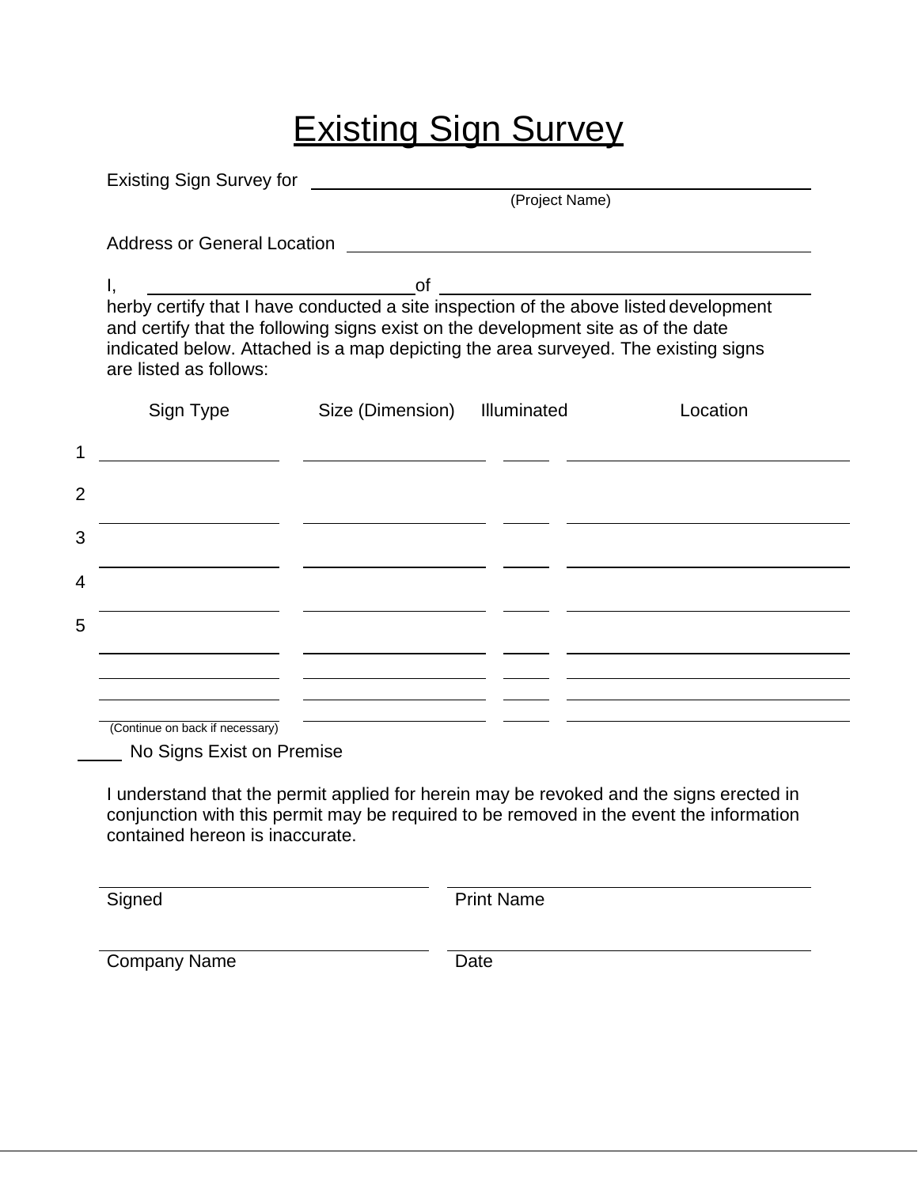# Existing Sign Survey

Existing Sign Survey for ______________________________________________
(Project Name)

Address or General Location ______________________________________________

I, ____________________________ of ______________________________________
herby certify that I have conducted a site inspection of the above listed development and certify that the following signs exist on the development site as of the date indicated below. Attached is a map depicting the area surveyed. The existing signs are listed as follows:

| | Sign Type | Size (Dimension) | Illuminated | Location |
|---|---|---|---|---|
| 1 | | | | |
| 2 | | | | |
| 3 | | | | |
| 4 | | | | |
| 5 | | | | |
| | | | | |
| | | | | |
| | | | | |

(Continue on back if necessary)

_____ No Signs Exist on Premise

I understand that the permit applied for herein may be revoked and the signs erected in conjunction with this permit may be required to be removed in the event the information contained hereon is inaccurate.

| | |
|---|---|
| ______________________________ | ______________________________ |
| Signed | Print Name |
| ______________________________ | ______________________________ |
| Company Name | Date |